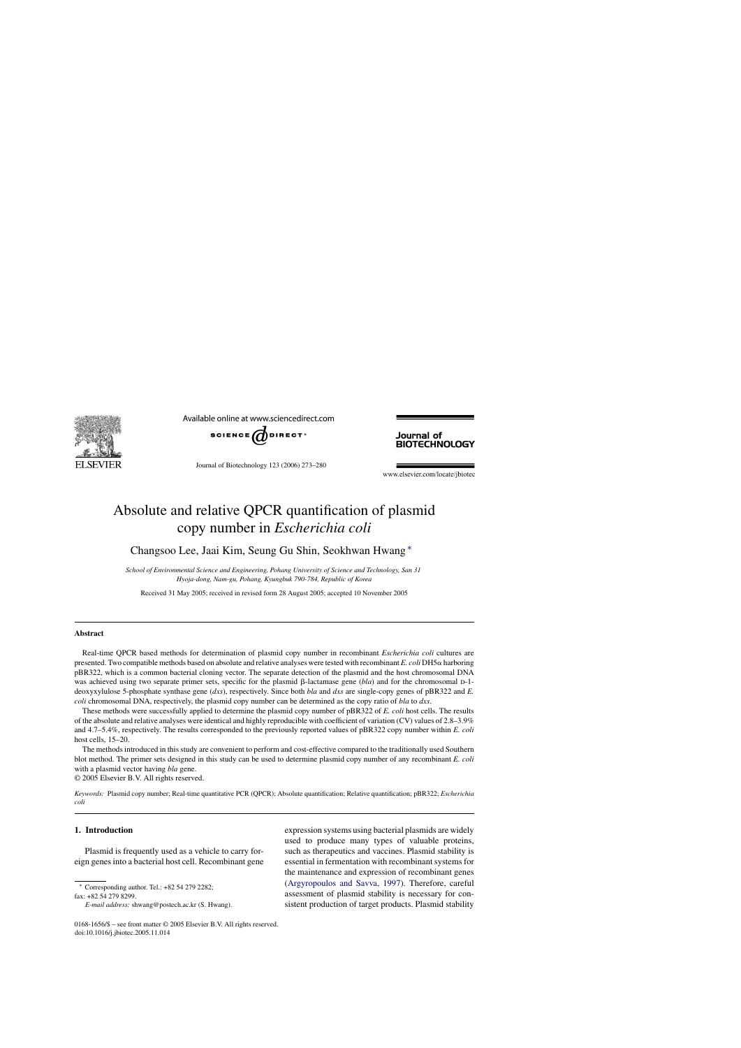# Absolute and relative QPCR quantification of plasmid copy number in *Escherichia coli*

Changsoo Lee, Jaai Kim, Seung Gu Shin, Seokhwan Hwang *

*School of Environmental Science and Engineering, Pohang University of Science and Technology, San 31 Hyoja-dong, Nam-gu, Pohang, Kyungbuk 790-784, Republic of Korea*

Received 31 May 2005; received in revised form 28 August 2005; accepted 10 November 2005

## Abstract

Real-time QPCR based methods for determination of plasmid copy number in recombinant *Escherichia coli* cultures are presented. Two compatible methods based on absolute and relative analyses were tested with recombinant *E. coli* DH5α harboring pBR322, which is a common bacterial cloning vector. The separate detection of the plasmid and the host chromosomal DNA was achieved using two separate primer sets, specific for the plasmid β-lactamase gene (*bla*) and for the chromosomal D-1-deoxyxylulose 5-phosphate synthase gene (*dxs*), respectively. Since both *bla* and *dxs* are single-copy genes of pBR322 and *E. coli* chromosomal DNA, respectively, the plasmid copy number can be determined as the copy ratio of *bla* to *dxs*.

These methods were successfully applied to determine the plasmid copy number of pBR322 of *E. coli* host cells. The results of the absolute and relative analyses were identical and highly reproducible with coefficient of variation (CV) values of 2.8–3.9% and 4.7–5.4%, respectively. The results corresponded to the previously reported values of pBR322 copy number within *E. coli* host cells, 15–20.

The methods introduced in this study are convenient to perform and cost-effective compared to the traditionally used Southern blot method. The primer sets designed in this study can be used to determine plasmid copy number of any recombinant *E. coli* with a plasmid vector having *bla* gene.

© 2005 Elsevier B.V. All rights reserved.

*Keywords:* Plasmid copy number; Real-time quantitative PCR (QPCR); Absolute quantification; Relative quantification; pBR322; *Escherichia coli*

## 1. Introduction

Plasmid is frequently used as a vehicle to carry foreign genes into a bacterial host cell. Recombinant gene expression systems using bacterial plasmids are widely used to produce many types of valuable proteins, such as therapeutics and vaccines. Plasmid stability is essential in fermentation with recombinant systems for the maintenance and expression of recombinant genes (Argyropoulos and Savva, 1997). Therefore, careful assessment of plasmid stability is necessary for consistent production of target products. Plasmid stability

---

* Corresponding author. Tel.: +82 54 279 2282; fax: +82 54 279 8299.
*E-mail address:* shwang@postech.ac.kr (S. Hwang).

0168-1656/$ – see front matter © 2005 Elsevier B.V. All rights reserved.
doi:10.1016/j.jbiotec.2005.11.014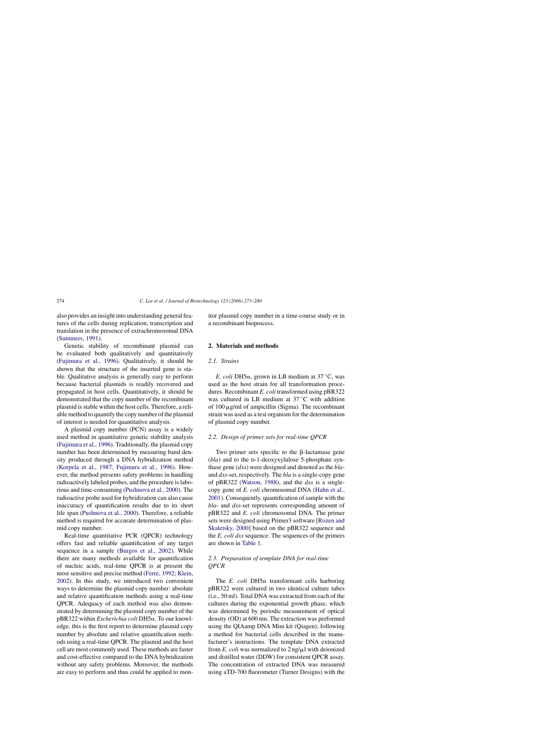also provides an insight into understanding general features of the cells during replication, transcription and translation in the presence of extrachromosomal DNA (Summers, 1991).

Genetic stability of recombinant plasmid can be evaluated both qualitatively and quantitatively (Fujimura et al., 1996). Qualitatively, it should be shown that the structure of the inserted gene is stable. Qualitative analysis is generally easy to perform because bacterial plasmids is readily recovered and propagated in host cells. Quantitatively, it should be demonstrated that the copy number of the recombinant plasmid is stable within the host cells. Therefore, a reliable method to quantify the copy number of the plasmid of interest is needed for quantitative analysis.

A plasmid copy number (PCN) assay is a widely used method in quantitative genetic stability analysis (Fujimura et al., 1996). Traditionally, the plasmid copy number has been determined by measuring band density produced through a DNA hybridization method (Korpela et al., 1987; Fujimura et al., 1996). However, the method presents safety problems in handling radioactively labeled probes, and the procedure is laborious and time-consuming (Pushnova et al., 2000). The radioactive probe used for hybridization can also cause inaccuracy of quantification results due to its short life span (Pushnova et al., 2000). Therefore, a reliable method is required for accurate determination of plasmid copy number.

Real-time quantitative PCR (QPCR) technology offers fast and reliable quantification of any target sequence in a sample (Burgos et al., 2002). While there are many methods available for quantification of nucleic acids, real-time QPCR is at present the most sensitive and precise method (Ferre, 1992; Klein, 2002). In this study, we introduced two convenient ways to determine the plasmid copy number: absolute and relative quantification methods using a real-time QPCR. Adequacy of each method was also demonstrated by determining the plasmid copy number of the pBR322 within *Escherichia coli* DH5α. To our knowledge, this is the first report to determine plasmid copy number by absolute and relative quantification methods using a real-time QPCR. The plasmid and the host cell are most commonly used. These methods are faster and cost-effective compared to the DNA hybridization without any safety problems. Moreover, the methods are easy to perform and thus could be applied to monitor plasmid copy number in a time-course study or in a recombinant bioprocess.

## 2. Materials and methods

### 2.1. Strains

*E. coli* DH5α, grown in LB medium at 37 °C, was used as the host strain for all transformation procedures. Recombinant *E. coli* transformed using pBR322 was cultured in LB medium at 37 °C with addition of 100 μg/ml of ampicillin (Sigma). The recombinant strain was used as a test organism for the determination of plasmid copy number.

### 2.2. Design of primer sets for real-time QPCR

Two primer sets specific to the β-lactamase gene (*bla*) and to the D-1-deoxyxylulose 5-phosphate synthase gene (*dxs*) were designed and denoted as the *bla*- and *dxs*-set, respectively. The *bla* is a single-copy gene of pBR322 (Watson, 1988), and the *dxs* is a single-copy gene of *E. coli* chromosomal DNA (Hahn et al., 2001). Consequently, quantification of sample with the *bla*- and *dxs*-set represents corresponding amount of pBR322 and *E. coli* chromosomal DNA. The primer sets were designed using Primer3 software [Rozen and Skaletsky, 2000] based on the pBR322 sequence and the *E. coli dxs* sequence. The sequences of the primers are shown in Table 1.

### 2.3. Preparation of template DNA for real-time QPCR

The *E. coli* DH5α transformant cells harboring pBR322 were cultured in two identical culture tubes (i.e., 50 ml). Total DNA was extracted from each of the cultures during the exponential growth phase, which was determined by periodic measurement of optical density (OD) at 600 nm. The extraction was performed using the QIAamp DNA Mini kit (Qiagen), following a method for bacterial cells described in the manufacturer's instructions. The template DNA extracted from *E. coli* was normalized to 2 ng/μl with deionized and distilled water (DDW) for consistent QPCR assay. The concentration of extracted DNA was measured using aTD-700 fluorometer (Turner Designs) with the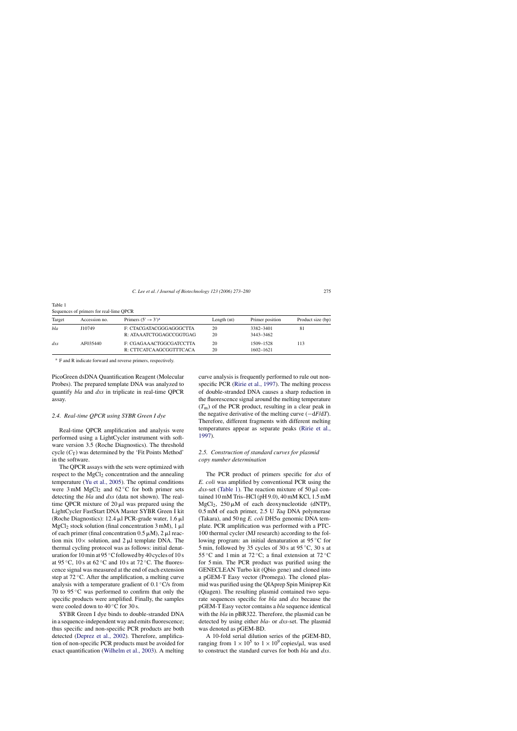Table 1
Sequences of primers for real-lime QPCR

| Target | Accession no. | Primers ($5' \rightarrow 3'$)[a] | Length (nt) | Primer position | Product size (bp) |
|---|---|---|---|---|---|
| *bla* | J10749 | F: CTACGATACGGGAGGGCTTA | 20 | 3382–3401 | 81 |
| | | R: ATAAATCTGGAGCCGGTGAG | 20 | 3443–3462 | |
| *dxs* | AF035440 | F: CGAGAAACTGGCGATCCTTA | 20 | 1509–1528 | 113 |
| | | R: CTTCATCAAGCGGTTTCACA | 20 | 1602–1621 | |

[a] F and R indicate forward and reverse primers, respectively.

PicoGreen dsDNA Quantification Reagent (Molecular Probes). The prepared template DNA was analyzed to quantify *bla* and *dxs* in triplicate in real-time QPCR assay.

### 2.4. Real-time QPCR using SYBR Green I dye

Real-time QPCR amplification and analysis were performed using a LightCycler instrument with software version 3.5 (Roche Diagnostics). The threshold cycle ($C_T$) was determined by the 'Fit Points Method' in the software.

The QPCR assays with the sets were optimized with respect to the $MgCl_2$ concentration and the annealing temperature (Yu et al., 2005). The optimal conditions were 3 mM $MgCl_2$ and 62 °C for both primer sets detecting the *bla* and *dxs* (data not shown). The real-time QPCR mixture of 20 μl was prepared using the LightCycler FastStart DNA Master SYBR Green I kit (Roche Diagnostics): 12.4 μl PCR-grade water, 1.6 μl $MgCl_2$ stock solution (final concentration 3 mM), 1 μl of each primer (final concentration 0.5 μM), 2 μl reaction mix 10× solution, and 2 μl template DNA. The thermal cycling protocol was as follows: initial denaturation for 10 min at 95 °C followed by 40 cycles of 10 s at 95 °C, 10 s at 62 °C and 10 s at 72 °C. The fluorescence signal was measured at the end of each extension step at 72 °C. After the amplification, a melting curve analysis with a temperature gradient of 0.1 °C/s from 70 to 95 °C was performed to confirm that only the specific products were amplified. Finally, the samples were cooled down to 40 °C for 30 s.

SYBR Green I dye binds to double-stranded DNA in a sequence-independent way and emits fluorescence; thus specific and non-specific PCR products are both detected (Deprez et al., 2002). Therefore, amplification of non-specific PCR products must be avoided for exact quantification (Wilhelm et al., 2003). A melting curve analysis is frequently performed to rule out non-specific PCR (Ririe et al., 1997). The melting process of double-stranded DNA causes a sharp reduction in the fluorescence signal around the melting temperature ($T_m$) of the PCR product, resulting in a clear peak in the negative derivative of the melting curve ($-dF/dT$). Therefore, different fragments with different melting temperatures appear as separate peaks (Ririe et al., 1997).

### 2.5. Construction of standard curves for plasmid copy number determination

The PCR product of primers specific for *dxs* of *E. coli* was amplified by conventional PCR using the *dxs*-set (Table 1). The reaction mixture of 50 μl contained 10 mM Tris–HCl (pH 9.0), 40 mM KCl, 1.5 mM $MgCl_2$, 250 μM of each deoxynucleotide (dNTP), 0.5 mM of each primer, 2.5 U *Taq* DNA polymerase (Takara), and 50 ng *E. coli* DH5α genomic DNA template. PCR amplification was performed with a PTC-100 thermal cycler (MJ research) according to the following program: an initial denaturation at 95 °C for 5 min, followed by 35 cycles of 30 s at 95 °C, 30 s at 55 °C and 1 min at 72 °C; a final extension at 72 °C for 5 min. The PCR product was purified using the GENECLEAN Turbo kit (Qbio gene) and cloned into a pGEM-T Easy vector (Promega). The cloned plasmid was purified using the QIAprep Spin Miniprep Kit (Qiagen). The resulting plasmid contained two separate sequences specific for *bla* and *dxs* because the pGEM-T Easy vector contains a *bla* sequence identical with the *bla* in pBR322. Therefore, the plasmid can be detected by using either *bla*- or *dxs*-set. The plasmid was denoted as pGEM-BD.

A 10-fold serial dilution series of the pGEM-BD, ranging from $1 \times 10^5$ to $1 \times 10^9$ copies/μl, was used to construct the standard curves for both *bla* and *dxs*.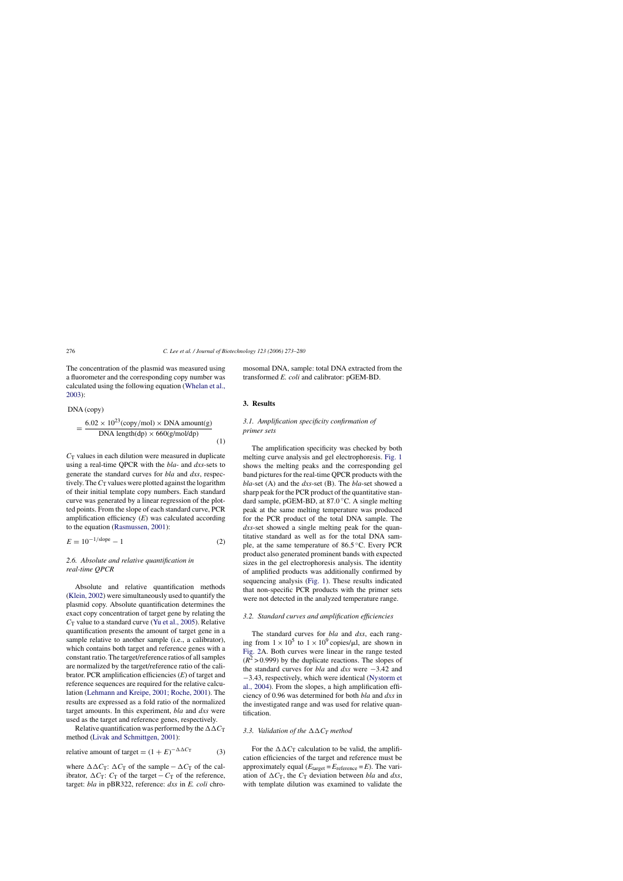The concentration of the plasmid was measured using a fluorometer and the corresponding copy number was calculated using the following equation (Whelan et al., 2003):

$$\text{DNA (copy)} = \frac{6.02 \times 10^{23}(\text{copy/mol}) \times \text{DNA amount(g)}}{\text{DNA length(dp)} \times 660(\text{g/mol/dp})} \quad (1)$$

$C_T$ values in each dilution were measured in duplicate using a real-time QPCR with the *bla*- and *dxs*-sets to generate the standard curves for *bla* and *dxs*, respectively. The $C_T$ values were plotted against the logarithm of their initial template copy numbers. Each standard curve was generated by a linear regression of the plotted points. From the slope of each standard curve, PCR amplification efficiency ($E$) was calculated according to the equation (Rasmussen, 2001):

$$E = 10^{-1/\text{slope}} - 1 \quad (2)$$

### 2.6. Absolute and relative quantification in real-time QPCR

Absolute and relative quantification methods (Klein, 2002) were simultaneously used to quantify the plasmid copy. Absolute quantification determines the exact copy concentration of target gene by relating the $C_T$ value to a standard curve (Yu et al., 2005). Relative quantification presents the amount of target gene in a sample relative to another sample (i.e., a calibrator), which contains both target and reference genes with a constant ratio. The target/reference ratios of all samples are normalized by the target/reference ratio of the calibrator. PCR amplification efficiencies ($E$) of target and reference sequences are required for the relative calculation (Lehmann and Kreipe, 2001; Roche, 2001). The results are expressed as a fold ratio of the normalized target amounts. In this experiment, *bla* and *dxs* were used as the target and reference genes, respectively.

Relative quantification was performed by the $\Delta\Delta C_T$ method (Livak and Schmittgen, 2001):

$$\text{relative amount of target} = (1 + E)^{-\Delta\Delta C_T} \quad (3)$$

where $\Delta\Delta C_T$: $\Delta C_T$ of the sample $-$ $\Delta C_T$ of the calibrator, $\Delta C_T$: $C_T$ of the target $-$ $C_T$ of the reference, target: *bla* in pBR322, reference: *dxs* in *E. coli* chromosomal DNA, sample: total DNA extracted from the transformed *E. coli* and calibrator: pGEM-BD.

## 3. Results

### 3.1. Amplification specificity confirmation of primer sets

The amplification specificity was checked by both melting curve analysis and gel electrophoresis. Fig. 1 shows the melting peaks and the corresponding gel band pictures for the real-time QPCR products with the *bla*-set (A) and the *dxs*-set (B). The *bla*-set showed a sharp peak for the PCR product of the quantitative standard sample, pGEM-BD, at 87.0 °C. A single melting peak at the same melting temperature was produced for the PCR product of the total DNA sample. The *dxs*-set showed a single melting peak for the quantitative standard as well as for the total DNA sample, at the same temperature of 86.5 °C. Every PCR product also generated prominent bands with expected sizes in the gel electrophoresis analysis. The identity of amplified products was additionally confirmed by sequencing analysis (Fig. 1). These results indicated that non-specific PCR products with the primer sets were not detected in the analyzed temperature range.

### 3.2. Standard curves and amplification efficiencies

The standard curves for *bla* and *dxs*, each ranging from $1 \times 10^5$ to $1 \times 10^9$ copies/μl, are shown in Fig. 2A. Both curves were linear in the range tested ($R^2 > 0.999$) by the duplicate reactions. The slopes of the standard curves for *bla* and *dxs* were −3.42 and −3.43, respectively, which were identical (Nystorm et al., 2004). From the slopes, a high amplification efficiency of 0.96 was determined for both *bla* and *dxs* in the investigated range and was used for relative quantification.

### 3.3. Validation of the $\Delta\Delta C_T$ method

For the $\Delta\Delta C_T$ calculation to be valid, the amplification efficiencies of the target and reference must be approximately equal ($E_{\text{target}} = E_{\text{reference}} = E$). The variation of $\Delta C_T$, the $C_T$ deviation between *bla* and *dxs*, with template dilution was examined to validate the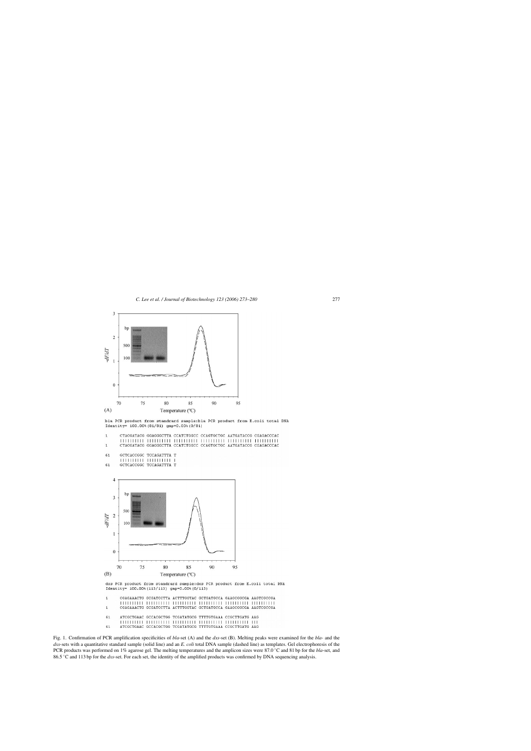bla PCR product from standrard sample:bla PCR product from E.coli total DNA
Identity= 100.00% (81/81) gap=0.00% (0/81)

```
1     CTACGATACG GGAGGGCTTA CCATCTGGCC CCAGTGCTGC AATGATACCG CGAGACCCAC
      |||||||||| |||||||||| |||||||||| |||||||||| |||||||||| ||||||||||
1     CTACGATACG GGAGGGCTTA CCATCTGGCC CCAGTGCTGC AATGATACCG CGAGACCCAC

61    GCTCACCGGC TCCAGATTTA T
      |||||||||| |||||||||| |
61    GCTCACCGGC TCCAGATTTA T
```

dxs PCR product from standrard sample:dxs PCR product from E.coli total DNA
Identity= 100.00% (113/113) gap=0.00% (0/113)

```
1     CGAGAAACTG GCGATCCTTA ACTTTGGTAC GCTGATGCCA GAAGCGGCGA AAGTCGCCGA
      |||||||||| |||||||||| |||||||||| |||||||||| |||||||||| ||||||||||
1     CGAGAAACTG GCGATCCTTA ACTTTGGTAC GCTGATGCCA GAAGCGGCGA AAGTCGCCGA

61    ATCGCTGAAC GCCACGCTGG TCGATATGCG TTTTGTGAAA CCGCTTGATG AAG
      |||||||||| |||||||||| |||||||||| |||||||||| |||||||||| |||
61    ATCGCTGAAC GCCACGCTGG TCGATATGCG TTTTGTGAAA CCGCTTGATG AAG
```

Fig. 1. Confirmation of PCR amplification specificities of *bla*-set (A) and the *dxs*-set (B). Melting peaks were examined for the *bla*- and the *dxs*-sets with a quantitative standard sample (solid line) and an *E. coli* total DNA sample (dashed line) as templates. Gel electrophoresis of the PCR products was performed on 1% agarose gel. The melting temperatures and the amplicon sizes were 87.0 °C and 81 bp for the *bla*-set, and 86.5 °C and 113 bp for the *dxs*-set. For each set, the identity of the amplified products was confirmed by DNA sequencing analysis.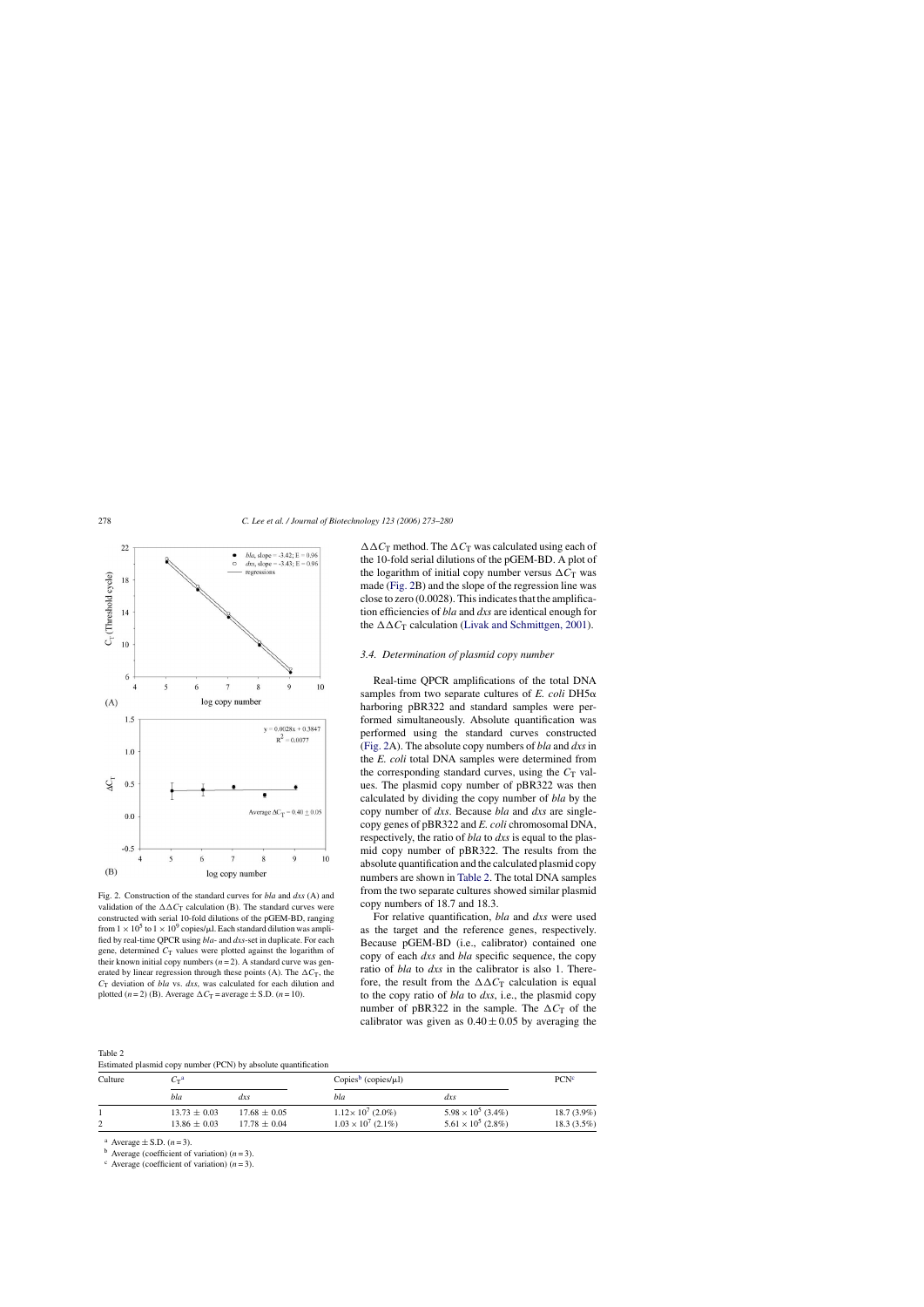Fig. 2. Construction of the standard curves for *bla* and *dxs* (A) and validation of the $\Delta\Delta C_T$ calculation (B). The standard curves were constructed with serial 10-fold dilutions of the pGEM-BD, ranging from $1 \times 10^5$ to $1 \times 10^9$ copies/μl. Each standard dilution was amplified by real-time QPCR using *bla*- and *dxs*-set in duplicate. For each gene, determined $C_T$ values were plotted against the logarithm of their known initial copy numbers ($n = 2$). A standard curve was generated by linear regression through these points (A). The $\Delta C_T$, the $C_T$ deviation of *bla* vs. *dxs*, was calculated for each dilution and plotted ($n = 2$) (B). Average $\Delta C_T$ = average ± S.D. ($n = 10$).

$\Delta\Delta C_T$ method. The $\Delta C_T$ was calculated using each of the 10-fold serial dilutions of the pGEM-BD. A plot of the logarithm of initial copy number versus $\Delta C_T$ was made (Fig. 2B) and the slope of the regression line was close to zero (0.0028). This indicates that the amplification efficiencies of *bla* and *dxs* are identical enough for the $\Delta\Delta C_T$ calculation (Livak and Schmittgen, 2001).

### 3.4. Determination of plasmid copy number

Real-time QPCR amplifications of the total DNA samples from two separate cultures of *E. coli* DH5α harboring pBR322 and standard samples were performed simultaneously. Absolute quantification was performed using the standard curves constructed (Fig. 2A). The absolute copy numbers of *bla* and *dxs* in the *E. coli* total DNA samples were determined from the corresponding standard curves, using the $C_T$ values. The plasmid copy number of pBR322 was then calculated by dividing the copy number of *bla* by the copy number of *dxs*. Because *bla* and *dxs* are single-copy genes of pBR322 and *E. coli* chromosomal DNA, respectively, the ratio of *bla* to *dxs* is equal to the plasmid copy number of pBR322. The results from the absolute quantification and the calculated plasmid copy numbers are shown in Table 2. The total DNA samples from the two separate cultures showed similar plasmid copy numbers of 18.7 and 18.3.

For relative quantification, *bla* and *dxs* were used as the target and the reference genes, respectively. Because pGEM-BD (i.e., calibrator) contained one copy of each *dxs* and *bla* specific sequence, the copy ratio of *bla* to *dxs* in the calibrator is also 1. Therefore, the result from the $\Delta\Delta C_T$ calculation is equal to the copy ratio of *bla* to *dxs*, i.e., the plasmid copy number of pBR322 in the sample. The $\Delta C_T$ of the calibrator was given as $0.40 \pm 0.05$ by averaging the

Table 2
Estimated plasmid copy number (PCN) by absolute quantification

| Culture | $C_T$[a] | | Copies[b] (copies/μl) | | PCN[c] |
|---|---|---|---|---|---|
| | *bla* | *dxs* | *bla* | *dxs* | |
| 1 | 13.73 ± 0.03 | 17.68 ± 0.05 | $1.12 \times 10^7$ (2.0%) | $5.98 \times 10^5$ (3.4%) | 18.7 (3.9%) |
| 2 | 13.86 ± 0.03 | 17.78 ± 0.04 | $1.03 \times 10^7$ (2.1%) | $5.61 \times 10^5$ (2.8%) | 18.3 (3.5%) |

[a] Average ± S.D. ($n = 3$).
[b] Average (coefficient of variation) ($n = 3$).
[c] Average (coefficient of variation) ($n = 3$).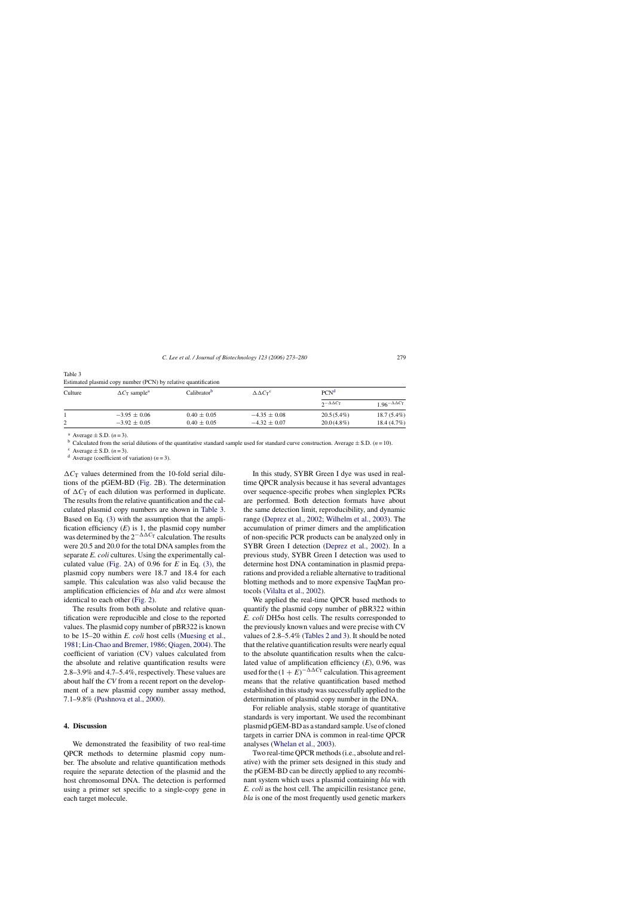Table 3
Estimated plasmid copy number (PCN) by relative quantification

| Culture | $\Delta C_T$ sample[a] | Calibrator[b] | $\Delta\Delta C_T$[c] | PCN[d] | |
|---|---|---|---|---|---|
| | | | | $2^{-\Delta\Delta C_T}$ | $1.96^{-\Delta\Delta C_T}$ |
| 1 | −3.95 ± 0.06 | 0.40 ± 0.05 | −4.35 ± 0.08 | 20.5 (5.4%) | 18.7 (5.4%) |
| 2 | −3.92 ± 0.05 | 0.40 ± 0.05 | −4.32 ± 0.07 | 20.0 (4.8%) | 18.4 (4.7%) |

[a] Average ± S.D. ($n = 3$).
[b] Calculated from the serial dilutions of the quantitative standard sample used for standard curve construction. Average ± S.D. ($n = 10$).
[c] Average ± S.D. ($n = 3$).
[d] Average (coefficient of variation) ($n = 3$).

$\Delta C_T$ values determined from the 10-fold serial dilutions of the pGEM-BD (Fig. 2B). The determination of $\Delta C_T$ of each dilution was performed in duplicate. The results from the relative quantification and the calculated plasmid copy numbers are shown in Table 3. Based on Eq. (3) with the assumption that the amplification efficiency ($E$) is 1, the plasmid copy number was determined by the $2^{-\Delta\Delta C_T}$ calculation. The results were 20.5 and 20.0 for the total DNA samples from the separate *E. coli* cultures. Using the experimentally calculated value (Fig. 2A) of 0.96 for $E$ in Eq. (3), the plasmid copy numbers were 18.7 and 18.4 for each sample. This calculation was also valid because the amplification efficiencies of *bla* and *dxs* were almost identical to each other (Fig. 2).

The results from both absolute and relative quantification were reproducible and close to the reported values. The plasmid copy number of pBR322 is known to be 15–20 within *E. coli* host cells (Muesing et al., 1981; Lin-Chao and Bremer, 1986; Qiagen, 2004). The coefficient of variation (CV) values calculated from the absolute and relative quantification results were 2.8–3.9% and 4.7–5.4%, respectively. These values are about half the *CV* from a recent report on the development of a new plasmid copy number assay method, 7.1–9.8% (Pushnova et al., 2000).

## 4. Discussion

We demonstrated the feasibility of two real-time QPCR methods to determine plasmid copy number. The absolute and relative quantification methods require the separate detection of the plasmid and the host chromosomal DNA. The detection is performed using a primer set specific to a single-copy gene in each target molecule.

In this study, SYBR Green I dye was used in real-time QPCR analysis because it has several advantages over sequence-specific probes when singleplex PCRs are performed. Both detection formats have about the same detection limit, reproducibility, and dynamic range (Deprez et al., 2002; Wilhelm et al., 2003). The accumulation of primer dimers and the amplification of non-specific PCR products can be analyzed only in SYBR Green I detection (Deprez et al., 2002). In a previous study, SYBR Green I detection was used to determine host DNA contamination in plasmid preparations and provided a reliable alternative to traditional blotting methods and to more expensive TaqMan protocols (Vilalta et al., 2002).

We applied the real-time QPCR based methods to quantify the plasmid copy number of pBR322 within *E. coli* DH5α host cells. The results corresponded to the previously known values and were precise with CV values of 2.8–5.4% (Tables 2 and 3). It should be noted that the relative quantification results were nearly equal to the absolute quantification results when the calculated value of amplification efficiency ($E$), 0.96, was used for the $(1 + E)^{-\Delta\Delta C_T}$ calculation. This agreement means that the relative quantification based method established in this study was successfully applied to the determination of plasmid copy number in the DNA.

For reliable analysis, stable storage of quantitative standards is very important. We used the recombinant plasmid pGEM-BD as a standard sample. Use of cloned targets in carrier DNA is common in real-time QPCR analyses (Whelan et al., 2003).

Two real-time QPCR methods (i.e., absolute and relative) with the primer sets designed in this study and the pGEM-BD can be directly applied to any recombinant system which uses a plasmid containing *bla* with *E. coli* as the host cell. The ampicillin resistance gene, *bla* is one of the most frequently used genetic markers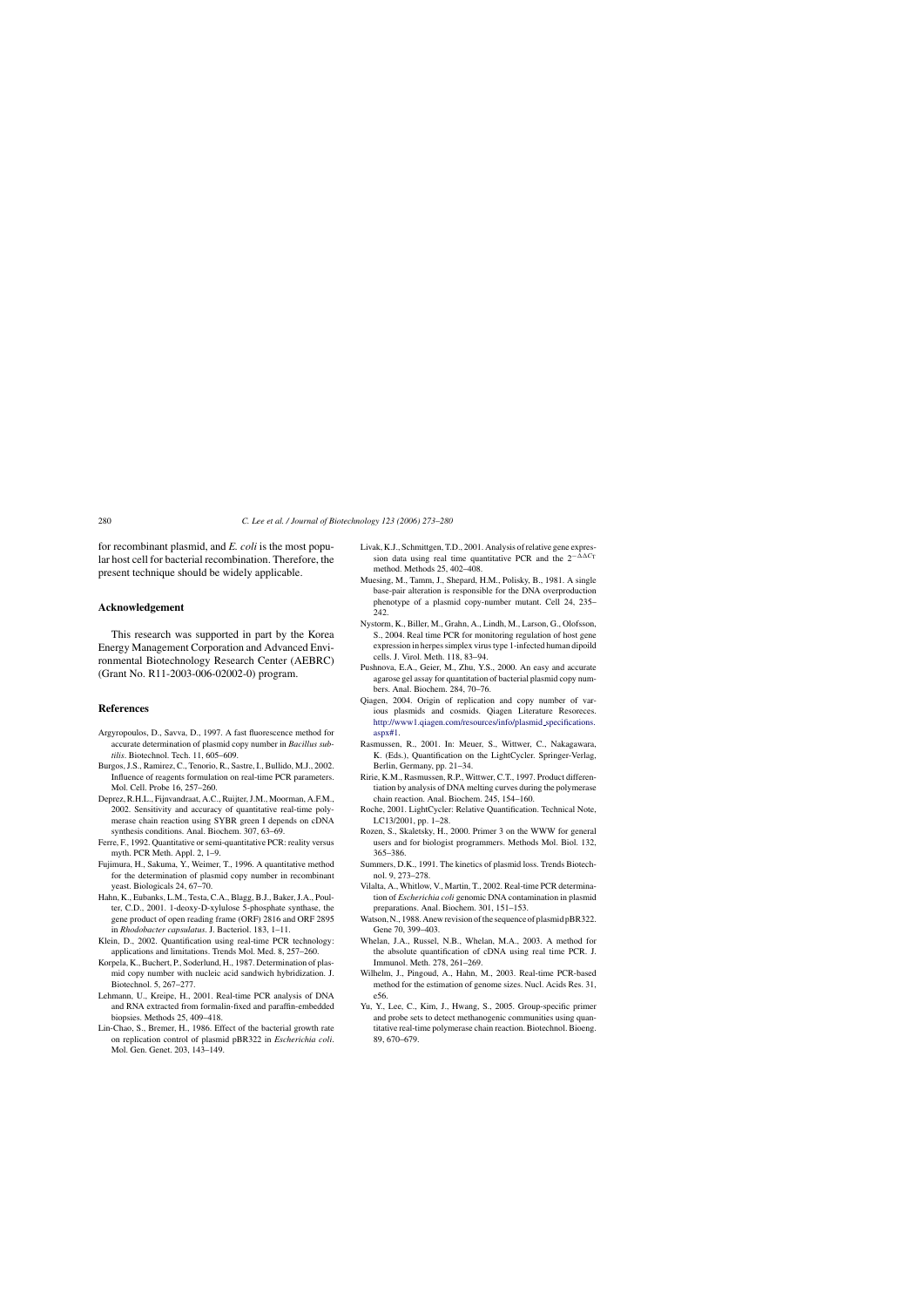for recombinant plasmid, and *E. coli* is the most popular host cell for bacterial recombination. Therefore, the present technique should be widely applicable.

## Acknowledgement

This research was supported in part by the Korea Energy Management Corporation and Advanced Environmental Biotechnology Research Center (AEBRC) (Grant No. R11-2003-006-02002-0) program.

## References

Argyropoulos, D., Savva, D., 1997. A fast fluorescence method for accurate determination of plasmid copy number in *Bacillus subtilis*. Biotechnol. Tech. 11, 605–609.

Burgos, J.S., Ramirez, C., Tenorio, R., Sastre, I., Bullido, M.J., 2002. Influence of reagents formulation on real-time PCR parameters. Mol. Cell. Probe 16, 257–260.

Deprez, R.H.L., Fijnvandraat, A.C., Ruijter, J.M., Moorman, A.F.M., 2002. Sensitivity and accuracy of quantitative real-time polymerase chain reaction using SYBR green I depends on cDNA synthesis conditions. Anal. Biochem. 307, 63–69.

Ferre, F., 1992. Quantitative or semi-quantitative PCR: reality versus myth. PCR Meth. Appl. 2, 1–9.

Fujimura, H., Sakuma, Y., Weimer, T., 1996. A quantitative method for the determination of plasmid copy number in recombinant yeast. Biologicals 24, 67–70.

Hahn, K., Eubanks, L.M., Testa, C.A., Blagg, B.J., Baker, J.A., Poulter, C.D., 2001. 1-deoxy-D-xylulose 5-phosphate synthase, the gene product of open reading frame (ORF) 2816 and ORF 2895 in *Rhodobacter capsulatus*. J. Bacteriol. 183, 1–11.

Klein, D., 2002. Quantification using real-time PCR technology: applications and limitations. Trends Mol. Med. 8, 257–260.

Korpela, K., Buchert, P., Soderlund, H., 1987. Determination of plasmid copy number with nucleic acid sandwich hybridization. J. Biotechnol. 5, 267–277.

Lehmann, U., Kreipe, H., 2001. Real-time PCR analysis of DNA and RNA extracted from formalin-fixed and paraffin-embedded biopsies. Methods 25, 409–418.

Lin-Chao, S., Bremer, H., 1986. Effect of the bacterial growth rate on replication control of plasmid pBR322 in *Escherichia coli*. Mol. Gen. Genet. 203, 143–149.

Livak, K.J., Schmittgen, T.D., 2001. Analysis of relative gene expression data using real time quantitative PCR and the $2^{-\Delta\Delta C_T}$ method. Methods 25, 402–408.

Muesing, M., Tamm, J., Shepard, H.M., Polisky, B., 1981. A single base-pair alteration is responsible for the DNA overproduction phenotype of a plasmid copy-number mutant. Cell 24, 235–242.

Nystorm, K., Biller, M., Grahn, A., Lindh, M., Larson, G., Olofsson, S., 2004. Real time PCR for monitoring regulation of host gene expression in herpes simplex virus type 1-infected human dipoild cells. J. Virol. Meth. 118, 83–94.

Pushnova, E.A., Geier, M., Zhu, Y.S., 2000. An easy and accurate agarose gel assay for quantitation of bacterial plasmid copy numbers. Anal. Biochem. 284, 70–76.

Qiagen, 2004. Origin of replication and copy number of various plasmids and cosmids. Qiagen Literature Resoreces. http://www1.qiagen.com/resources/info/plasmid_specifications.aspx#1.

Rasmussen, R., 2001. In: Meuer, S., Wittwer, C., Nakagawara, K. (Eds.), Quantification on the LightCycler. Springer-Verlag, Berlin, Germany, pp. 21–34.

Ririe, K.M., Rasmussen, R.P., Wittwer, C.T., 1997. Product differentiation by analysis of DNA melting curves during the polymerase chain reaction. Anal. Biochem. 245, 154–160.

Roche, 2001. LightCycler: Relative Quantification. Technical Note, LC13/2001, pp. 1–28.

Rozen, S., Skaletsky, H., 2000. Primer 3 on the WWW for general users and for biologist programmers. Methods Mol. Biol. 132, 365–386.

Summers, D.K., 1991. The kinetics of plasmid loss. Trends Biotechnol. 9, 273–278.

Vilalta, A., Whitlow, V., Martin, T., 2002. Real-time PCR determination of *Escherichia coli* genomic DNA contamination in plasmid preparations. Anal. Biochem. 301, 151–153.

Watson, N., 1988. A new revision of the sequence of plasmid pBR322. Gene 70, 399–403.

Whelan, J.A., Russel, N.B., Whelan, M.A., 2003. A method for the absolute quantification of cDNA using real time PCR. J. Immunol. Meth. 278, 261–269.

Wilhelm, J., Pingoud, A., Hahn, M., 2003. Real-time PCR-based method for the estimation of genome sizes. Nucl. Acids Res. 31, e56.

Yu, Y., Lee, C., Kim, J., Hwang, S., 2005. Group-specific primer and probe sets to detect methanogenic communities using quantitative real-time polymerase chain reaction. Biotechnol. Bioeng. 89, 670–679.